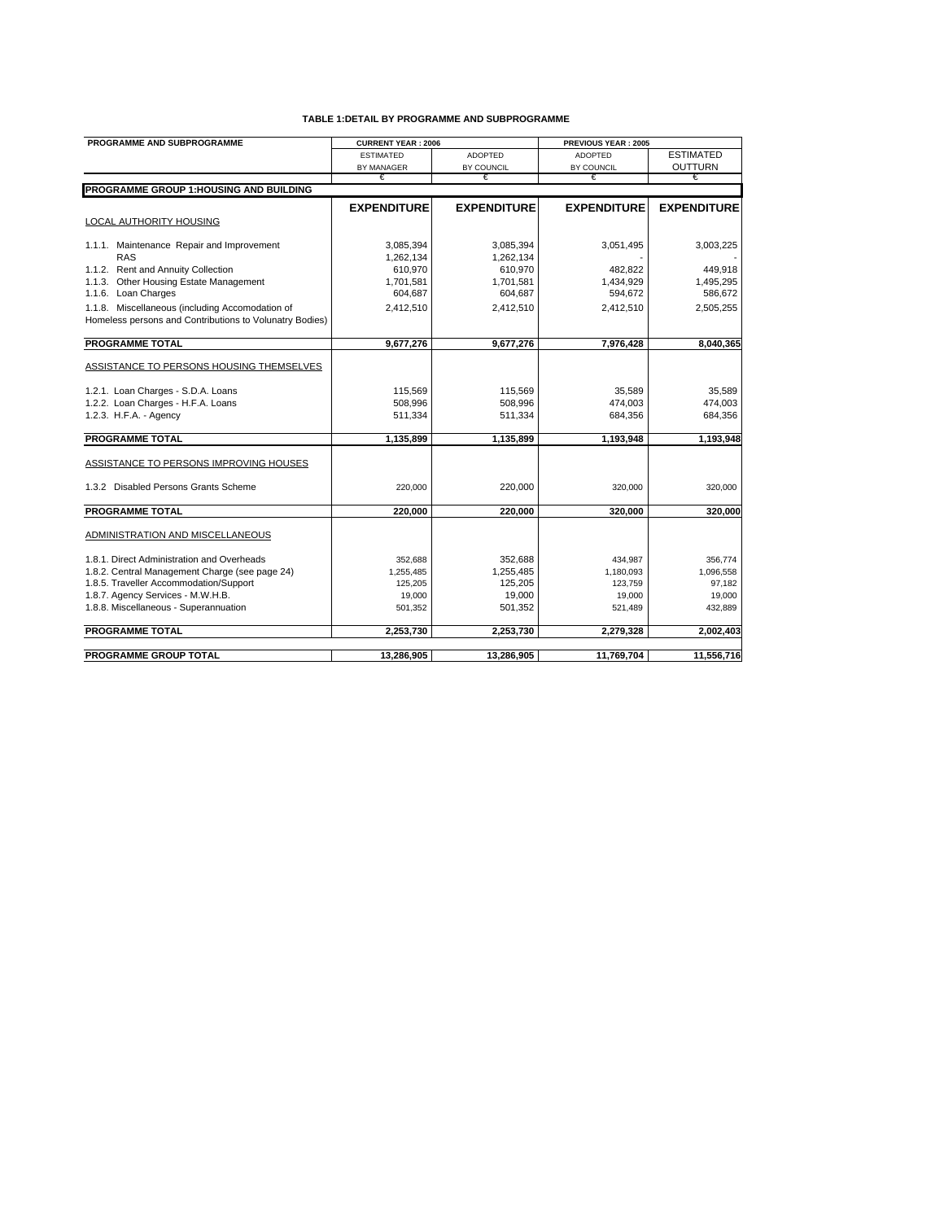# TABLE 1:DETAIL BY PROGRAMME AND SUBPROGRAMME

| PROGRAMME AND SUBPROGRAMME | CURRENT YEAR : 2006 | | PREVIOUS YEAR : 2005 | |
|---|---|---|---|---|
| | ESTIMATED BY MANAGER | ADOPTED BY COUNCIL | ADOPTED BY COUNCIL | ESTIMATED OUTTURN |
| | € | € | € | € |
| **PROGRAMME GROUP 1:HOUSING AND BUILDING** | | | | |
| | **EXPENDITURE** | **EXPENDITURE** | **EXPENDITURE** | **EXPENDITURE** |
| LOCAL AUTHORITY HOUSING | | | | |
| 1.1.1. Maintenance Repair and Improvement | 3,085,394 | 3,085,394 | 3,051,495 | 3,003,225 |
| RAS | 1,262,134 | 1,262,134 | - | - |
| 1.1.2. Rent and Annuity Collection | 610,970 | 610,970 | 482,822 | 449,918 |
| 1.1.3. Other Housing Estate Management | 1,701,581 | 1,701,581 | 1,434,929 | 1,495,295 |
| 1.1.6. Loan Charges | 604,687 | 604,687 | 594,672 | 586,672 |
| 1.1.8. Miscellaneous (including Accomodation of Homeless persons and Contributions to Volunatry Bodies) | 2,412,510 | 2,412,510 | 2,412,510 | 2,505,255 |
| **PROGRAMME TOTAL** | **9,677,276** | **9,677,276** | **7,976,428** | **8,040,365** |
| ASSISTANCE TO PERSONS HOUSING THEMSELVES | | | | |
| 1.2.1. Loan Charges - S.D.A. Loans | 115,569 | 115,569 | 35,589 | 35,589 |
| 1.2.2. Loan Charges - H.F.A. Loans | 508,996 | 508,996 | 474,003 | 474,003 |
| 1.2.3. H.F.A. - Agency | 511,334 | 511,334 | 684,356 | 684,356 |
| **PROGRAMME TOTAL** | **1,135,899** | **1,135,899** | **1,193,948** | **1,193,948** |
| ASSISTANCE TO PERSONS IMPROVING HOUSES | | | | |
| 1.3.2 Disabled Persons Grants Scheme | 220,000 | 220,000 | 320,000 | 320,000 |
| **PROGRAMME TOTAL** | **220,000** | **220,000** | **320,000** | **320,000** |
| ADMINISTRATION AND MISCELLANEOUS | | | | |
| 1.8.1. Direct Administration and Overheads | 352,688 | 352,688 | 434,987 | 356,774 |
| 1.8.2. Central Management Charge (see page 24) | 1,255,485 | 1,255,485 | 1,180,093 | 1,096,558 |
| 1.8.5. Traveller Accommodation/Support | 125,205 | 125,205 | 123,759 | 97,182 |
| 1.8.7. Agency Services - M.W.H.B. | 19,000 | 19,000 | 19,000 | 19,000 |
| 1.8.8. Miscellaneous - Superannuation | 501,352 | 501,352 | 521,489 | 432,889 |
| **PROGRAMME TOTAL** | **2,253,730** | **2,253,730** | **2,279,328** | **2,002,403** |
| **PROGRAMME GROUP TOTAL** | **13,286,905** | **13,286,905** | **11,769,704** | **11,556,716** |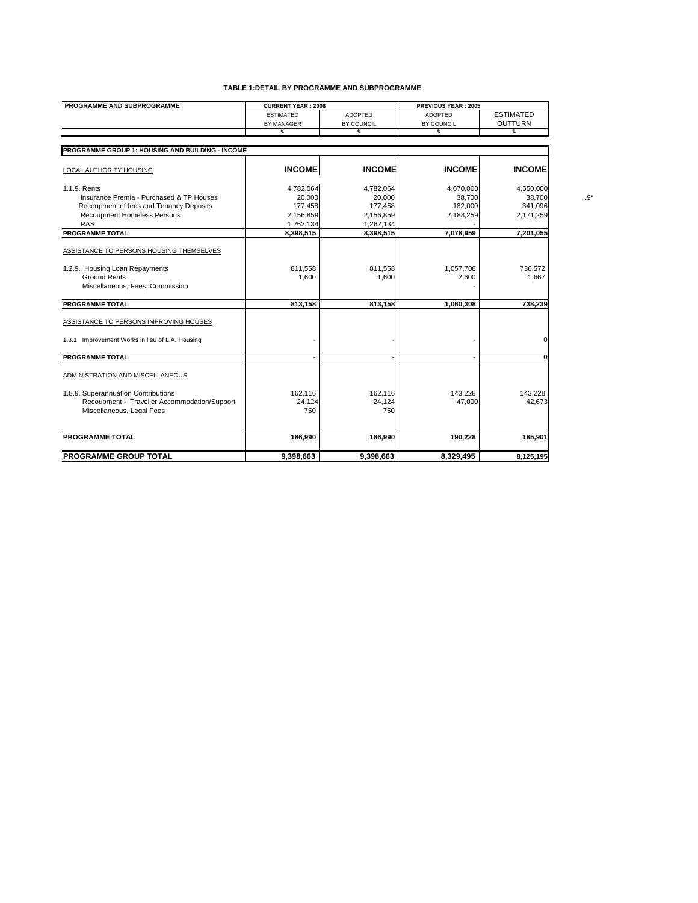### TABLE 1:DETAIL BY PROGRAMME AND SUBPROGRAMME

| PROGRAMME AND SUBPROGRAMME | CURRENT YEAR : 2006 | | PREVIOUS YEAR : 2005 | |
|---|---|---|---|---|
| | ESTIMATED BY MANAGER | ADOPTED BY COUNCIL | ADOPTED BY COUNCIL | ESTIMATED OUTTURN |
| | € | € | € | € |
| **PROGRAMME GROUP 1: HOUSING AND BUILDING - INCOME** | | | | |
| LOCAL AUTHORITY HOUSING | **INCOME** | **INCOME** | **INCOME** | **INCOME** |
| 1.1.9. Rents | 4,782,064 | 4,782,064 | 4,670,000 | 4,650,000 |
| Insurance Premia - Purchased & TP Houses | 20,000 | 20,000 | 38,700 | 38,700 |
| Recoupment of fees and Tenancy Deposits | 177,458 | 177,458 | 182,000 | 341,096 |
| Recoupment Homeless Persons | 2,156,859 | 2,156,859 | 2,188,259 | 2,171,259 |
| RAS | 1,262,134 | 1,262,134 | - | |
| **PROGRAMME TOTAL** | **8,398,515** | **8,398,515** | **7,078,959** | **7,201,055** |
| ASSISTANCE TO PERSONS HOUSING THEMSELVES | | | | |
| 1.2.9. Housing Loan Repayments | 811,558 | 811,558 | 1,057,708 | 736,572 |
| Ground Rents | 1,600 | 1,600 | 2,600 | 1,667 |
| Miscellaneous, Fees, Commission | | | - | |
| **PROGRAMME TOTAL** | **813,158** | **813,158** | **1,060,308** | **738,239** |
| ASSISTANCE TO PERSONS IMPROVING HOUSES | | | | |
| 1.3.1 Improvement Works in lieu of L.A. Housing | - | - | - | 0 |
| **PROGRAMME TOTAL** | **-** | **-** | **-** | **0** |
| ADMINISTRATION AND MISCELLANEOUS | | | | |
| 1.8.9. Superannuation Contributions | 162,116 | 162,116 | 143,228 | 143,228 |
| Recoupment - Traveller Accommodation/Support | 24,124 | 24,124 | 47,000 | 42,673 |
| Miscellaneous, Legal Fees | 750 | 750 | | |
| **PROGRAMME TOTAL** | **186,990** | **186,990** | **190,228** | **185,901** |
| **PROGRAMME GROUP TOTAL** | **9,398,663** | **9,398,663** | **8,329,495** | **8,125,195** |

.9*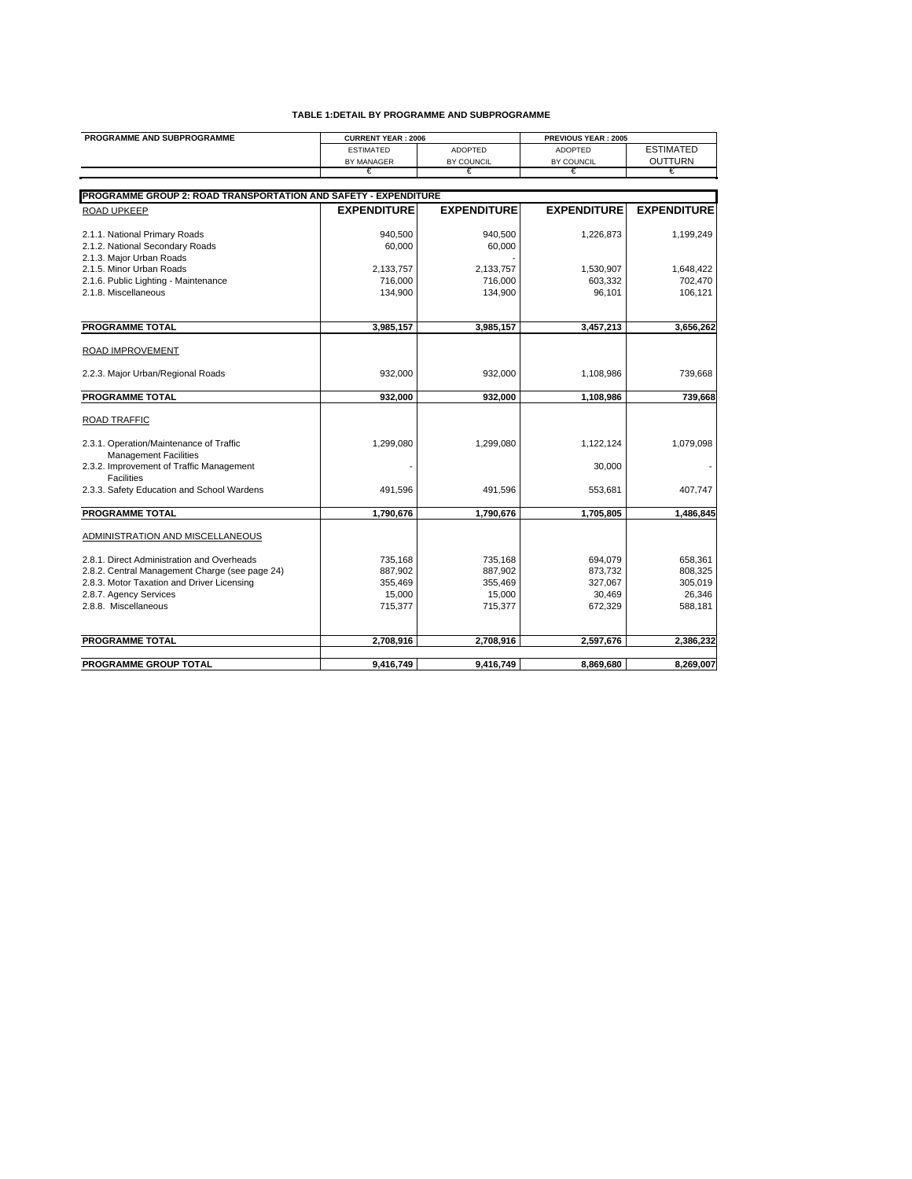**TABLE 1:DETAIL BY PROGRAMME AND SUBPROGRAMME**

| PROGRAMME AND SUBPROGRAMME | CURRENT YEAR : 2006 | | PREVIOUS YEAR : 2005 | |
|---|---|---|---|---|
| | ESTIMATED BY MANAGER | ADOPTED BY COUNCIL | ADOPTED BY COUNCIL | ESTIMATED OUTTURN |
| | € | € | € | € |
| **PROGRAMME GROUP 2: ROAD TRANSPORTATION AND SAFETY - EXPENDITURE** | | | | |
| ROAD UPKEEP | **EXPENDITURE** | **EXPENDITURE** | **EXPENDITURE** | **EXPENDITURE** |
| 2.1.1. National Primary Roads | 940,500 | 940,500 | 1,226,873 | 1,199,249 |
| 2.1.2. National Secondary Roads | 60,000 | 60,000 | | |
| 2.1.3. Major Urban Roads | | - | | |
| 2.1.5. Minor Urban Roads | 2,133,757 | 2,133,757 | 1,530,907 | 1,648,422 |
| 2.1.6. Public Lighting - Maintenance | 716,000 | 716,000 | 603,332 | 702,470 |
| 2.1.8. Miscellaneous | 134,900 | 134,900 | 96,101 | 106,121 |
| **PROGRAMME TOTAL** | **3,985,157** | **3,985,157** | **3,457,213** | **3,656,262** |
| ROAD IMPROVEMENT | | | | |
| 2.2.3. Major Urban/Regional Roads | 932,000 | 932,000 | 1,108,986 | 739,668 |
| **PROGRAMME TOTAL** | **932,000** | **932,000** | **1,108,986** | **739,668** |
| ROAD TRAFFIC | | | | |
| 2.3.1. Operation/Maintenance of Traffic Management Facilities | 1,299,080 | 1,299,080 | 1,122,124 | 1,079,098 |
| 2.3.2. Improvement of Traffic Management Facilities | - | | 30,000 | - |
| 2.3.3. Safety Education and School Wardens | 491,596 | 491,596 | 553,681 | 407,747 |
| **PROGRAMME TOTAL** | **1,790,676** | **1,790,676** | **1,705,805** | **1,486,845** |
| ADMINISTRATION AND MISCELLANEOUS | | | | |
| 2.8.1. Direct Administration and Overheads | 735,168 | 735,168 | 694,079 | 658,361 |
| 2.8.2. Central Management Charge (see page 24) | 887,902 | 887,902 | 873,732 | 808,325 |
| 2.8.3. Motor Taxation and Driver Licensing | 355,469 | 355,469 | 327,067 | 305,019 |
| 2.8.7. Agency Services | 15,000 | 15,000 | 30,469 | 26,346 |
| 2.8.8. Miscellaneous | 715,377 | 715,377 | 672,329 | 588,181 |
| **PROGRAMME TOTAL** | **2,708,916** | **2,708,916** | **2,597,676** | **2,386,232** |
| **PROGRAMME GROUP TOTAL** | **9,416,749** | **9,416,749** | **8,869,680** | **8,269,007** |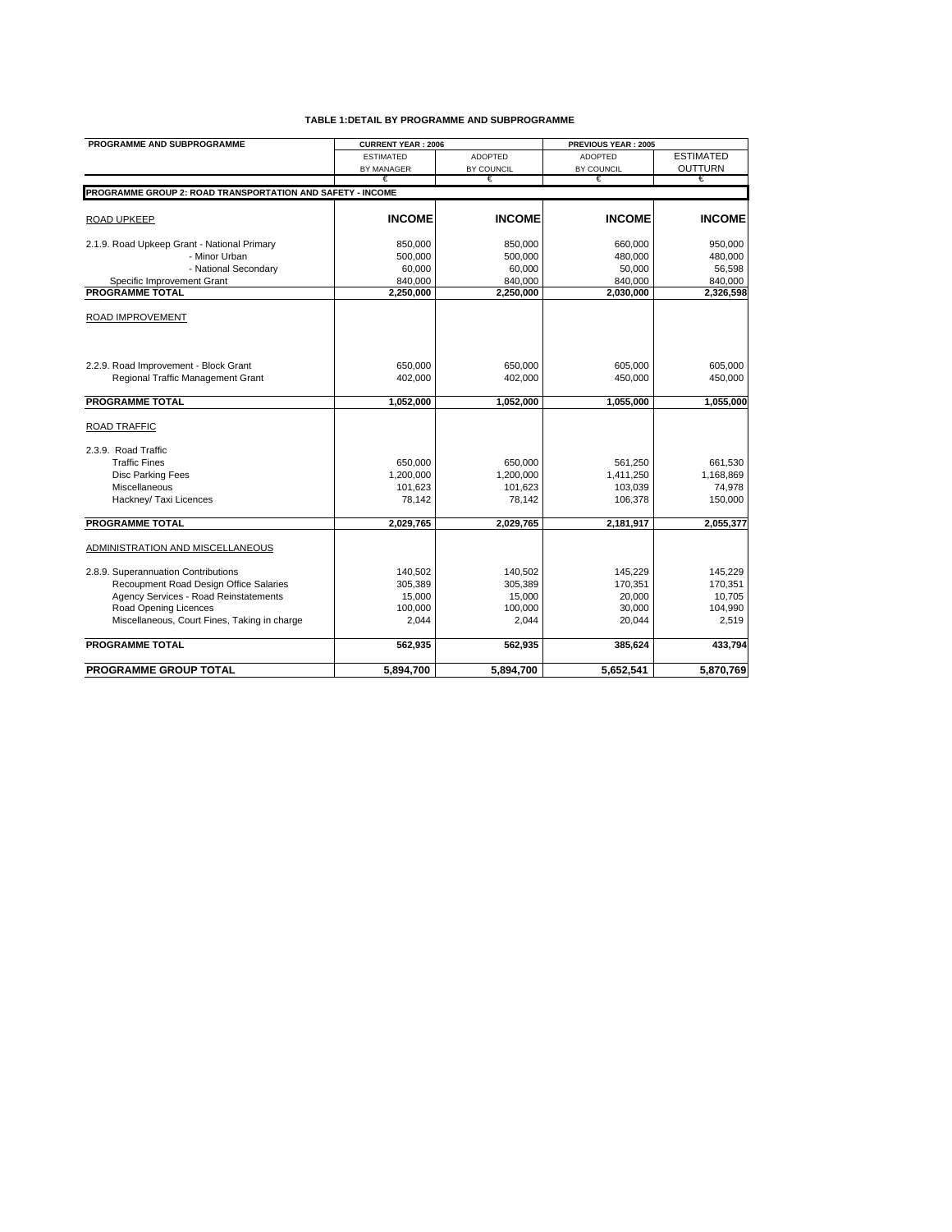### TABLE 1:DETAIL BY PROGRAMME AND SUBPROGRAMME

| PROGRAMME AND SUBPROGRAMME | CURRENT YEAR : 2006 | | PREVIOUS YEAR : 2005 | |
|---|---|---|---|---|
| | ESTIMATED BY MANAGER | ADOPTED BY COUNCIL | ADOPTED BY COUNCIL | ESTIMATED OUTTURN |
| | € | € | € | € |
| **PROGRAMME GROUP 2: ROAD TRANSPORTATION AND SAFETY - INCOME** | | | | |
| ROAD UPKEEP | **INCOME** | **INCOME** | **INCOME** | **INCOME** |
| 2.1.9. Road Upkeep Grant - National Primary | 850,000 | 850,000 | 660,000 | 950,000 |
| - Minor Urban | 500,000 | 500,000 | 480,000 | 480,000 |
| - National Secondary | 60,000 | 60,000 | 50,000 | 56,598 |
| Specific Improvement Grant | 840,000 | 840,000 | 840,000 | 840,000 |
| **PROGRAMME TOTAL** | **2,250,000** | **2,250,000** | **2,030,000** | **2,326,598** |
| ROAD IMPROVEMENT | | | | |
| 2.2.9. Road Improvement - Block Grant | 650,000 | 650,000 | 605,000 | 605,000 |
| Regional Traffic Management Grant | 402,000 | 402,000 | 450,000 | 450,000 |
| **PROGRAMME TOTAL** | **1,052,000** | **1,052,000** | **1,055,000** | **1,055,000** |
| ROAD TRAFFIC | | | | |
| 2.3.9. Road Traffic | | | | |
| Traffic Fines | 650,000 | 650,000 | 561,250 | 661,530 |
| Disc Parking Fees | 1,200,000 | 1,200,000 | 1,411,250 | 1,168,869 |
| Miscellaneous | 101,623 | 101,623 | 103,039 | 74,978 |
| Hackney/ Taxi Licences | 78,142 | 78,142 | 106,378 | 150,000 |
| **PROGRAMME TOTAL** | **2,029,765** | **2,029,765** | **2,181,917** | **2,055,377** |
| ADMINISTRATION AND MISCELLANEOUS | | | | |
| 2.8.9. Superannuation Contributions | 140,502 | 140,502 | 145,229 | 145,229 |
| Recoupment Road Design Office Salaries | 305,389 | 305,389 | 170,351 | 170,351 |
| Agency Services - Road Reinstatements | 15,000 | 15,000 | 20,000 | 10,705 |
| Road Opening Licences | 100,000 | 100,000 | 30,000 | 104,990 |
| Miscellaneous, Court Fines, Taking in charge | 2,044 | 2,044 | 20,044 | 2,519 |
| **PROGRAMME TOTAL** | **562,935** | **562,935** | **385,624** | **433,794** |
| **PROGRAMME GROUP TOTAL** | **5,894,700** | **5,894,700** | **5,652,541** | **5,870,769** |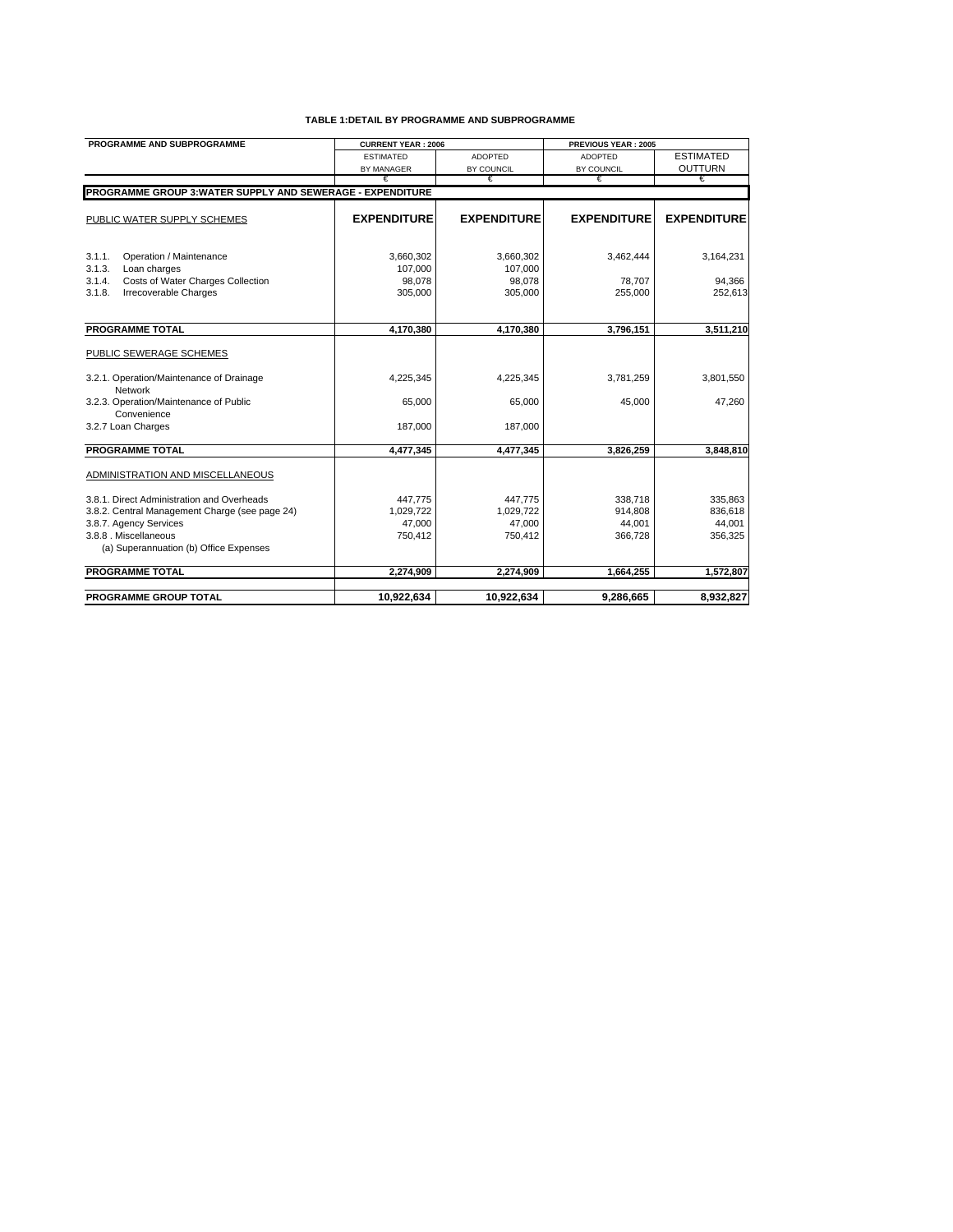**TABLE 1:DETAIL BY PROGRAMME AND SUBPROGRAMME**

| PROGRAMME AND SUBPROGRAMME | CURRENT YEAR : 2006 | | PREVIOUS YEAR : 2005 | |
|---|---|---|---|---|
| | ESTIMATED BY MANAGER | ADOPTED BY COUNCIL | ADOPTED BY COUNCIL | ESTIMATED OUTTURN |
| | € | € | € | € |
| **PROGRAMME GROUP 3:WATER SUPPLY AND SEWERAGE - EXPENDITURE** | | | | |
| PUBLIC WATER SUPPLY SCHEMES | **EXPENDITURE** | **EXPENDITURE** | **EXPENDITURE** | **EXPENDITURE** |
| 3.1.1. Operation / Maintenance | 3,660,302 | 3,660,302 | 3,462,444 | 3,164,231 |
| 3.1.3. Loan charges | 107,000 | 107,000 | | |
| 3.1.4. Costs of Water Charges Collection | 98,078 | 98,078 | 78,707 | 94,366 |
| 3.1.8. Irrecoverable Charges | 305,000 | 305,000 | 255,000 | 252,613 |
| **PROGRAMME TOTAL** | **4,170,380** | **4,170,380** | **3,796,151** | **3,511,210** |
| PUBLIC SEWERAGE SCHEMES | | | | |
| 3.2.1. Operation/Maintenance of Drainage Network | 4,225,345 | 4,225,345 | 3,781,259 | 3,801,550 |
| 3.2.3. Operation/Maintenance of Public Convenience | 65,000 | 65,000 | 45,000 | 47,260 |
| 3.2.7 Loan Charges | 187,000 | 187,000 | | |
| **PROGRAMME TOTAL** | **4,477,345** | **4,477,345** | **3,826,259** | **3,848,810** |
| ADMINISTRATION AND MISCELLANEOUS | | | | |
| 3.8.1. Direct Administration and Overheads | 447,775 | 447,775 | 338,718 | 335,863 |
| 3.8.2. Central Management Charge (see page 24) | 1,029,722 | 1,029,722 | 914,808 | 836,618 |
| 3.8.7. Agency Services | 47,000 | 47,000 | 44,001 | 44,001 |
| 3.8.8 . Miscellaneous (a) Superannuation (b) Office Expenses | 750,412 | 750,412 | 366,728 | 356,325 |
| **PROGRAMME TOTAL** | **2,274,909** | **2,274,909** | **1,664,255** | **1,572,807** |
| **PROGRAMME GROUP TOTAL** | **10,922,634** | **10,922,634** | **9,286,665** | **8,932,827** |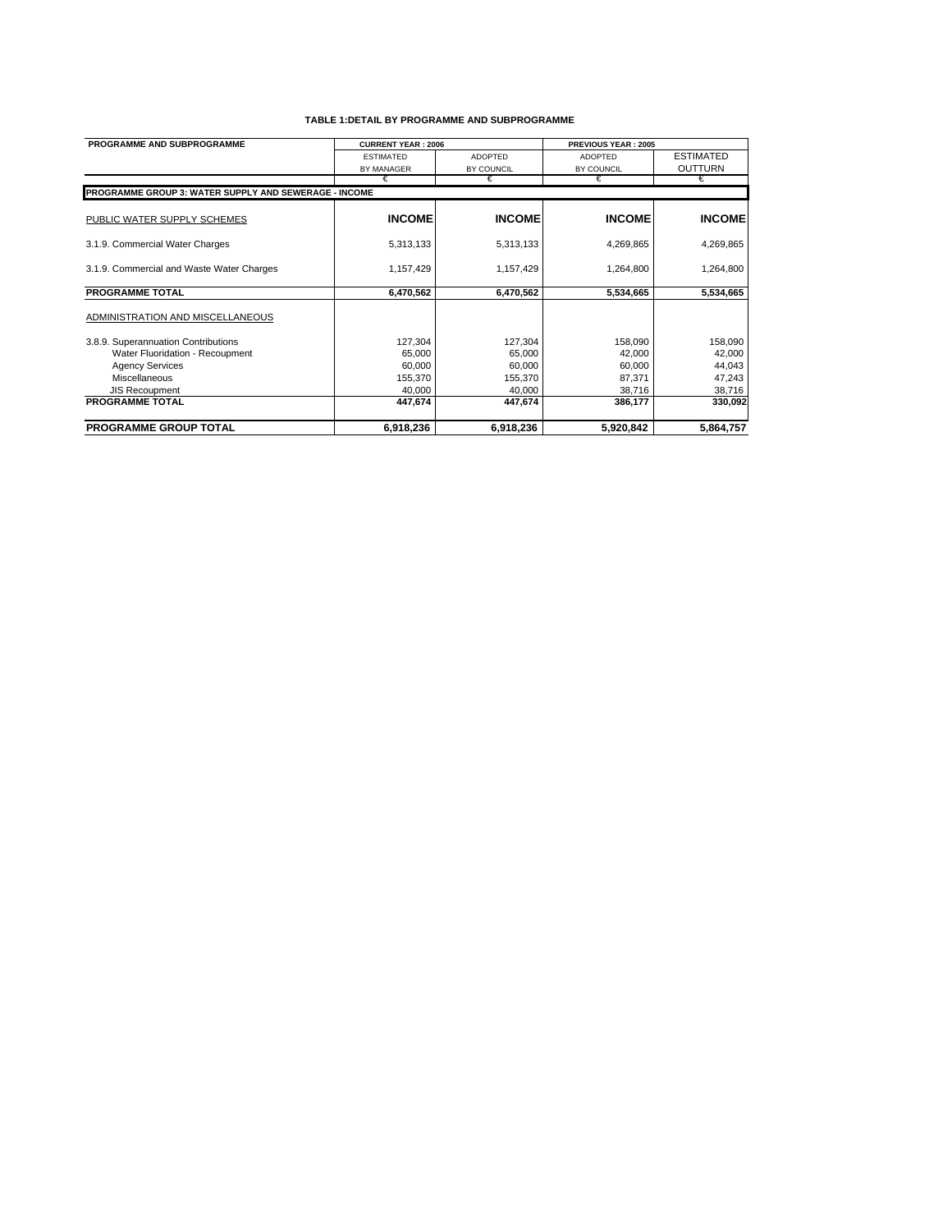**TABLE 1:DETAIL BY PROGRAMME AND SUBPROGRAMME**

| PROGRAMME AND SUBPROGRAMME | CURRENT YEAR : 2006 | | PREVIOUS YEAR : 2005 | |
|---|---|---|---|---|
| | ESTIMATED BY MANAGER | ADOPTED BY COUNCIL | ADOPTED BY COUNCIL | ESTIMATED OUTTURN |
| | € | € | € | € |
| **PROGRAMME GROUP 3: WATER SUPPLY AND SEWERAGE - INCOME** | | | | |
| PUBLIC WATER SUPPLY SCHEMES | **INCOME** | **INCOME** | **INCOME** | **INCOME** |
| 3.1.9. Commercial Water Charges | 5,313,133 | 5,313,133 | 4,269,865 | 4,269,865 |
| 3.1.9. Commercial and Waste Water Charges | 1,157,429 | 1,157,429 | 1,264,800 | 1,264,800 |
| **PROGRAMME TOTAL** | **6,470,562** | **6,470,562** | **5,534,665** | **5,534,665** |
| ADMINISTRATION AND MISCELLANEOUS | | | | |
| 3.8.9. Superannuation Contributions | 127,304 | 127,304 | 158,090 | 158,090 |
| Water Fluoridation - Recoupment | 65,000 | 65,000 | 42,000 | 42,000 |
| Agency Services | 60,000 | 60,000 | 60,000 | 44,043 |
| Miscellaneous | 155,370 | 155,370 | 87,371 | 47,243 |
| JIS Recoupment | 40,000 | 40,000 | 38,716 | 38,716 |
| **PROGRAMME TOTAL** | **447,674** | **447,674** | **386,177** | **330,092** |
| **PROGRAMME GROUP TOTAL** | **6,918,236** | **6,918,236** | **5,920,842** | **5,864,757** |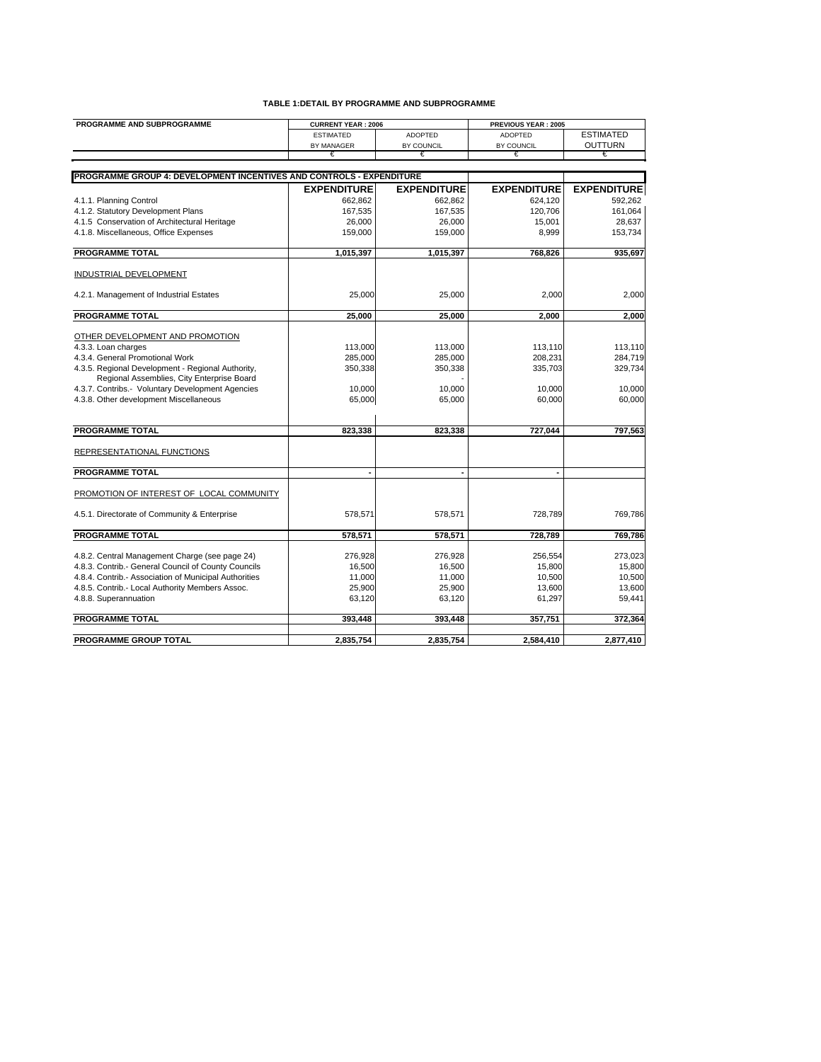### TABLE 1:DETAIL BY PROGRAMME AND SUBPROGRAMME

| PROGRAMME AND SUBPROGRAMME | CURRENT YEAR : 2006 | | PREVIOUS YEAR : 2005 | |
|---|---|---|---|---|
| | ESTIMATED BY MANAGER | ADOPTED BY COUNCIL | ADOPTED BY COUNCIL | ESTIMATED OUTTURN |
| | € | € | € | € |
| **PROGRAMME GROUP 4: DEVELOPMENT INCENTIVES AND CONTROLS - EXPENDITURE** | | | | |
| | **EXPENDITURE** | **EXPENDITURE** | **EXPENDITURE** | **EXPENDITURE** |
| 4.1.1. Planning Control | 662,862 | 662,862 | 624,120 | 592,262 |
| 4.1.2. Statutory Development Plans | 167,535 | 167,535 | 120,706 | 161,064 |
| 4.1.5 Conservation of Architectural Heritage | 26,000 | 26,000 | 15,001 | 28,637 |
| 4.1.8. Miscellaneous, Office Expenses | 159,000 | 159,000 | 8,999 | 153,734 |
| **PROGRAMME TOTAL** | **1,015,397** | **1,015,397** | **768,826** | **935,697** |
| INDUSTRIAL DEVELOPMENT | | | | |
| 4.2.1. Management of Industrial Estates | 25,000 | 25,000 | 2,000 | 2,000 |
| **PROGRAMME TOTAL** | **25,000** | **25,000** | **2,000** | **2,000** |
| OTHER DEVELOPMENT AND PROMOTION | | | | |
| 4.3.3. Loan charges | 113,000 | 113,000 | 113,110 | 113,110 |
| 4.3.4. General Promotional Work | 285,000 | 285,000 | 208,231 | 284,719 |
| 4.3.5. Regional Development - Regional Authority, Regional Assemblies, City Enterprise Board | 350,338 | 350,338 | 335,703 | 329,734 |
| | | - | | |
| 4.3.7. Contribs.- Voluntary Development Agencies | 10,000 | 10,000 | 10,000 | 10,000 |
| 4.3.8. Other development Miscellaneous | 65,000 | 65,000 | 60,000 | 60,000 |
| **PROGRAMME TOTAL** | **823,338** | **823,338** | **727,044** | **797,563** |
| REPRESENTATIONAL FUNCTIONS | | | | |
| **PROGRAMME TOTAL** | - | - | - | |
| PROMOTION OF INTEREST OF LOCAL COMMUNITY | | | | |
| 4.5.1. Directorate of Community & Enterprise | 578,571 | 578,571 | 728,789 | 769,786 |
| **PROGRAMME TOTAL** | **578,571** | **578,571** | **728,789** | **769,786** |
| 4.8.2. Central Management Charge (see page 24) | 276,928 | 276,928 | 256,554 | 273,023 |
| 4.8.3. Contrib.- General Council of County Councils | 16,500 | 16,500 | 15,800 | 15,800 |
| 4.8.4. Contrib.- Association of Municipal Authorities | 11,000 | 11,000 | 10,500 | 10,500 |
| 4.8.5. Contrib.- Local Authority Members Assoc. | 25,900 | 25,900 | 13,600 | 13,600 |
| 4.8.8. Superannuation | 63,120 | 63,120 | 61,297 | 59,441 |
| **PROGRAMME TOTAL** | **393,448** | **393,448** | **357,751** | **372,364** |
| **PROGRAMME GROUP TOTAL** | **2,835,754** | **2,835,754** | **2,584,410** | **2,877,410** |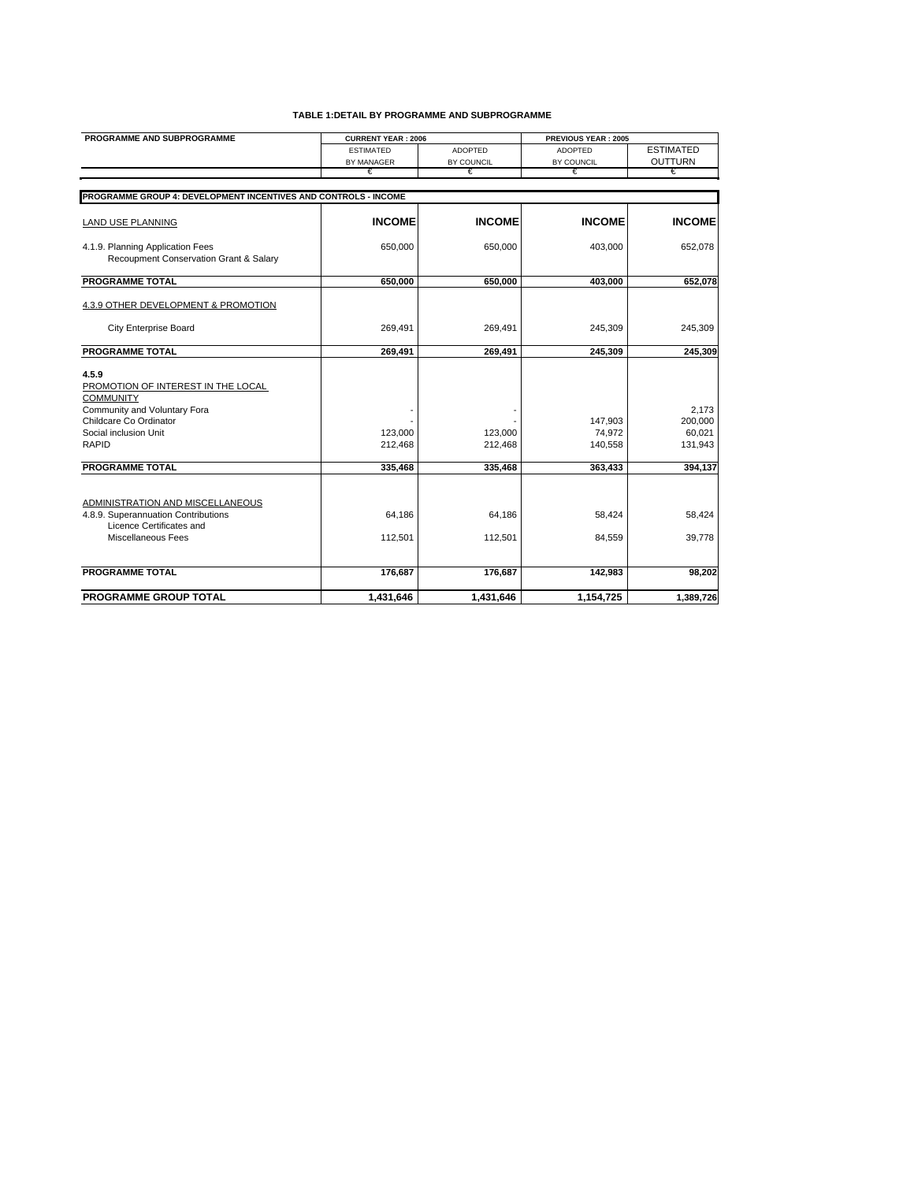**TABLE 1:DETAIL BY PROGRAMME AND SUBPROGRAMME**

| PROGRAMME AND SUBPROGRAMME | CURRENT YEAR : 2006 | | PREVIOUS YEAR : 2005 | |
|---|---|---|---|---|
| | ESTIMATED BY MANAGER | ADOPTED BY COUNCIL | ADOPTED BY COUNCIL | ESTIMATED OUTTURN |
| | € | € | € | € |
| **PROGRAMME GROUP 4: DEVELOPMENT INCENTIVES AND CONTROLS - INCOME** | | | | |
| LAND USE PLANNING | **INCOME** | **INCOME** | **INCOME** | **INCOME** |
| 4.1.9. Planning Application Fees Recoupment Conservation Grant & Salary | 650,000 | 650,000 | 403,000 | 652,078 |
| **PROGRAMME TOTAL** | **650,000** | **650,000** | **403,000** | **652,078** |
| 4.3.9 OTHER DEVELOPMENT & PROMOTION | | | | |
| City Enterprise Board | 269,491 | 269,491 | 245,309 | 245,309 |
| **PROGRAMME TOTAL** | **269,491** | **269,491** | **245,309** | **245,309** |
| **4.5.9** PROMOTION OF INTEREST IN THE LOCAL COMMUNITY | | | | |
| Community and Voluntary Fora | - | - | | 2,173 |
| Childcare Co Ordinator | - | - | 147,903 | 200,000 |
| Social inclusion Unit | 123,000 | 123,000 | 74,972 | 60,021 |
| RAPID | 212,468 | 212,468 | 140,558 | 131,943 |
| **PROGRAMME TOTAL** | **335,468** | **335,468** | **363,433** | **394,137** |
| ADMINISTRATION AND MISCELLANEOUS | | | | |
| 4.8.9. Superannuation Contributions | 64,186 | 64,186 | 58,424 | 58,424 |
| Licence Certificates and Miscellaneous Fees | 112,501 | 112,501 | 84,559 | 39,778 |
| **PROGRAMME TOTAL** | **176,687** | **176,687** | **142,983** | **98,202** |
| **PROGRAMME GROUP TOTAL** | **1,431,646** | **1,431,646** | **1,154,725** | **1,389,726** |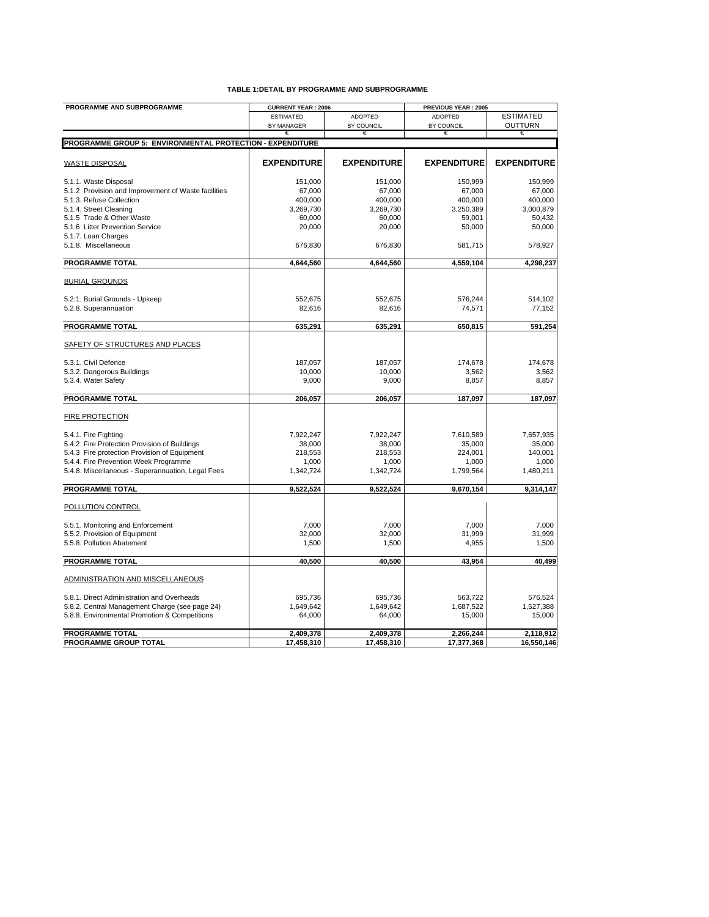**TABLE 1:DETAIL BY PROGRAMME AND SUBPROGRAMME**

| PROGRAMME AND SUBPROGRAMME | CURRENT YEAR : 2006 | | PREVIOUS YEAR : 2005 | |
|---|---|---|---|---|
| | ESTIMATED BY MANAGER | ADOPTED BY COUNCIL | ADOPTED BY COUNCIL | ESTIMATED OUTTURN |
| | € | € | € | € |
| **PROGRAMME GROUP 5: ENVIRONMENTAL PROTECTION - EXPENDITURE** | | | | |
| WASTE DISPOSAL | **EXPENDITURE** | **EXPENDITURE** | **EXPENDITURE** | **EXPENDITURE** |
| 5.1.1. Waste Disposal | 151,000 | 151,000 | 150,999 | 150,999 |
| 5.1.2 Provision and Improvement of Waste facilities | 67,000 | 67,000 | 67,000 | 67,000 |
| 5.1.3. Refuse Collection | 400,000 | 400,000 | 400,000 | 400,000 |
| 5.1.4. Street Cleaning | 3,269,730 | 3,269,730 | 3,250,389 | 3,000,879 |
| 5.1.5 Trade & Other Waste | 60,000 | 60,000 | 59,001 | 50,432 |
| 5.1.6 Litter Prevention Service | 20,000 | 20,000 | 50,000 | 50,000 |
| 5.1.7. Loan Charges | | | | |
| 5.1.8. Miscellaneous | 676,830 | 676,830 | 581,715 | 578,927 |
| **PROGRAMME TOTAL** | **4,644,560** | **4,644,560** | **4,559,104** | **4,298,237** |
| BURIAL GROUNDS | | | | |
| 5.2.1. Burial Grounds - Upkeep | 552,675 | 552,675 | 576,244 | 514,102 |
| 5.2.8. Superannuation | 82,616 | 82,616 | 74,571 | 77,152 |
| **PROGRAMME TOTAL** | **635,291** | **635,291** | **650,815** | **591,254** |
| SAFETY OF STRUCTURES AND PLACES | | | | |
| 5.3.1. Civil Defence | 187,057 | 187,057 | 174,678 | 174,678 |
| 5.3.2. Dangerous Buildings | 10,000 | 10,000 | 3,562 | 3,562 |
| 5.3.4. Water Safety | 9,000 | 9,000 | 8,857 | 8,857 |
| **PROGRAMME TOTAL** | **206,057** | **206,057** | **187,097** | **187,097** |
| FIRE PROTECTION | | | | |
| 5.4.1. Fire Fighting | 7,922,247 | 7,922,247 | 7,610,589 | 7,657,935 |
| 5.4.2 Fire Protection Provision of Buildings | 38,000 | 38,000 | 35,000 | 35,000 |
| 5.4.3 Fire protection Provision of Equipment | 218,553 | 218,553 | 224,001 | 140,001 |
| 5.4.4. Fire Prevention Week Programme | 1,000 | 1,000 | 1,000 | 1,000 |
| 5.4.8. Miscellaneous - Superannuation, Legal Fees | 1,342,724 | 1,342,724 | 1,799,564 | 1,480,211 |
| **PROGRAMME TOTAL** | **9,522,524** | **9,522,524** | **9,670,154** | **9,314,147** |
| POLLUTION CONTROL | | | | |
| 5.5.1. Monitoring and Enforcement | 7,000 | 7,000 | 7,000 | 7,000 |
| 5.5.2. Provision of Equipment | 32,000 | 32,000 | 31,999 | 31,999 |
| 5.5.8. Pollution Abatement | 1,500 | 1,500 | 4,955 | 1,500 |
| **PROGRAMME TOTAL** | **40,500** | **40,500** | **43,954** | **40,499** |
| ADMINISTRATION AND MISCELLANEOUS | | | | |
| 5.8.1. Direct Administration and Overheads | 695,736 | 695,736 | 563,722 | 576,524 |
| 5.8.2. Central Management Charge (see page 24) | 1,649,642 | 1,649,642 | 1,687,522 | 1,527,388 |
| 5.8.8. Environmental Promotion & Competitions | 64,000 | 64,000 | 15,000 | 15,000 |
| **PROGRAMME TOTAL** | **2,409,378** | **2,409,378** | **2,266,244** | **2,118,912** |
| **PROGRAMME GROUP TOTAL** | **17,458,310** | **17,458,310** | **17,377,368** | **16,550,146** |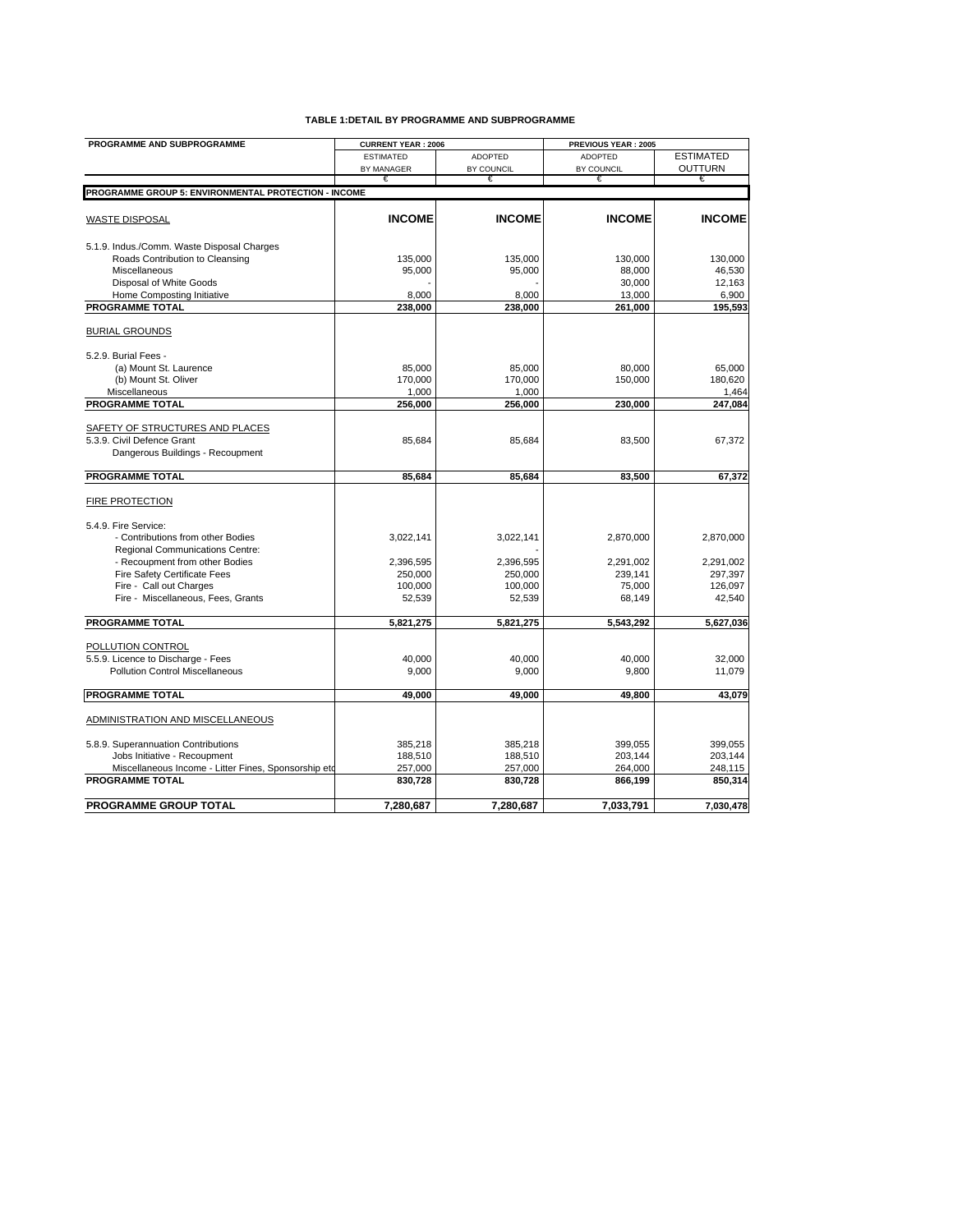**TABLE 1:DETAIL BY PROGRAMME AND SUBPROGRAMME**

| PROGRAMME AND SUBPROGRAMME | CURRENT YEAR : 2006 | | PREVIOUS YEAR : 2005 | |
|---|---|---|---|---|
| | ESTIMATED BY MANAGER | ADOPTED BY COUNCIL | ADOPTED BY COUNCIL | ESTIMATED OUTTURN |
| | € | € | € | € |
| **PROGRAMME GROUP 5: ENVIRONMENTAL PROTECTION - INCOME** | | | | |
| WASTE DISPOSAL | **INCOME** | **INCOME** | **INCOME** | **INCOME** |
| 5.1.9. Indus./Comm. Waste Disposal Charges | | | | |
| Roads Contribution to Cleansing | 135,000 | 135,000 | 130,000 | 130,000 |
| Miscellaneous | 95,000 | 95,000 | 88,000 | 46,530 |
| Disposal of White Goods | - | - | 30,000 | 12,163 |
| Home Composting Initiative | 8,000 | 8,000 | 13,000 | 6,900 |
| **PROGRAMME TOTAL** | **238,000** | **238,000** | **261,000** | **195,593** |
| BURIAL GROUNDS | | | | |
| 5.2.9. Burial Fees - | | | | |
| (a) Mount St. Laurence | 85,000 | 85,000 | 80,000 | 65,000 |
| (b) Mount St. Oliver | 170,000 | 170,000 | 150,000 | 180,620 |
| Miscellaneous | 1,000 | 1,000 | | 1,464 |
| **PROGRAMME TOTAL** | **256,000** | **256,000** | **230,000** | **247,084** |
| SAFETY OF STRUCTURES AND PLACES | | | | |
| 5.3.9. Civil Defence Grant | 85,684 | 85,684 | 83,500 | 67,372 |
| Dangerous Buildings - Recoupment | | | | |
| **PROGRAMME TOTAL** | **85,684** | **85,684** | **83,500** | **67,372** |
| FIRE PROTECTION | | | | |
| 5.4.9. Fire Service: | | | | |
| - Contributions from other Bodies | 3,022,141 | 3,022,141 | 2,870,000 | 2,870,000 |
| Regional Communications Centre: | | - | | |
| - Recoupment from other Bodies | 2,396,595 | 2,396,595 | 2,291,002 | 2,291,002 |
| Fire Safety Certificate Fees | 250,000 | 250,000 | 239,141 | 297,397 |
| Fire - Call out Charges | 100,000 | 100,000 | 75,000 | 126,097 |
| Fire - Miscellaneous, Fees, Grants | 52,539 | 52,539 | 68,149 | 42,540 |
| **PROGRAMME TOTAL** | **5,821,275** | **5,821,275** | **5,543,292** | **5,627,036** |
| POLLUTION CONTROL | | | | |
| 5.5.9. Licence to Discharge - Fees | 40,000 | 40,000 | 40,000 | 32,000 |
| Pollution Control Miscellaneous | 9,000 | 9,000 | 9,800 | 11,079 |
| **PROGRAMME TOTAL** | **49,000** | **49,000** | **49,800** | **43,079** |
| ADMINISTRATION AND MISCELLANEOUS | | | | |
| 5.8.9. Superannuation Contributions | 385,218 | 385,218 | 399,055 | 399,055 |
| Jobs Initiative - Recoupment | 188,510 | 188,510 | 203,144 | 203,144 |
| Miscellaneous Income - Litter Fines, Sponsorship etc | 257,000 | 257,000 | 264,000 | 248,115 |
| **PROGRAMME TOTAL** | **830,728** | **830,728** | **866,199** | **850,314** |
| **PROGRAMME GROUP TOTAL** | **7,280,687** | **7,280,687** | **7,033,791** | **7,030,478** |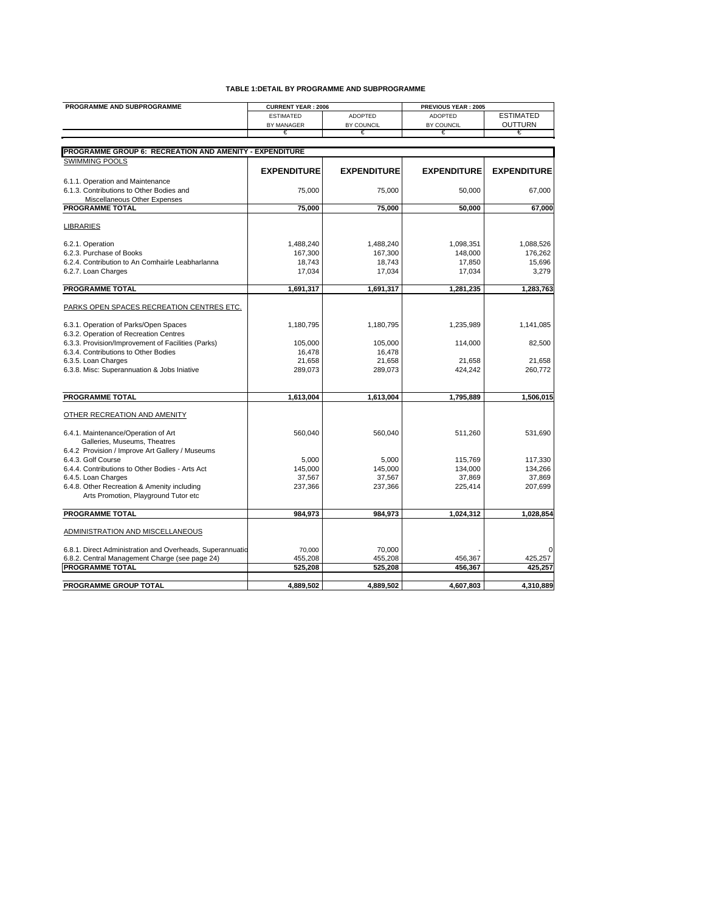**TABLE 1:DETAIL BY PROGRAMME AND SUBPROGRAMME**

| PROGRAMME AND SUBPROGRAMME | CURRENT YEAR : 2006 ESTIMATED BY MANAGER € | CURRENT YEAR : 2006 ADOPTED BY COUNCIL € | PREVIOUS YEAR : 2005 ADOPTED BY COUNCIL € | PREVIOUS YEAR : 2005 ESTIMATED OUTTURN € |
|---|---|---|---|---|
| **PROGRAMME GROUP 6: RECREATION AND AMENITY - EXPENDITURE** | | | | |
| SWIMMING POOLS | **EXPENDITURE** | **EXPENDITURE** | **EXPENDITURE** | **EXPENDITURE** |
| 6.1.1. Operation and Maintenance | | | | |
| 6.1.3. Contributions to Other Bodies and Miscellaneous Other Expenses | 75,000 | 75,000 | 50,000 | 67,000 |
| **PROGRAMME TOTAL** | **75,000** | **75,000** | **50,000** | **67,000** |
| LIBRARIES | | | | |
| 6.2.1. Operation | 1,488,240 | 1,488,240 | 1,098,351 | 1,088,526 |
| 6.2.3. Purchase of Books | 167,300 | 167,300 | 148,000 | 176,262 |
| 6.2.4. Contribution to An Comhairle Leabharlanna | 18,743 | 18,743 | 17,850 | 15,696 |
| 6.2.7. Loan Charges | 17,034 | 17,034 | 17,034 | 3,279 |
| **PROGRAMME TOTAL** | **1,691,317** | **1,691,317** | **1,281,235** | **1,283,763** |
| PARKS OPEN SPACES RECREATION CENTRES ETC. | | | | |
| 6.3.1. Operation of Parks/Open Spaces | 1,180,795 | 1,180,795 | 1,235,989 | 1,141,085 |
| 6.3.2. Operation of Recreation Centres | | | | |
| 6.3.3. Provision/Improvement of Facilities (Parks) | 105,000 | 105,000 | 114,000 | 82,500 |
| 6.3.4. Contributions to Other Bodies | 16,478 | 16,478 | | |
| 6.3.5. Loan Charges | 21,658 | 21,658 | 21,658 | 21,658 |
| 6.3.8. Misc: Superannuation & Jobs Iniative | 289,073 | 289,073 | 424,242 | 260,772 |
| **PROGRAMME TOTAL** | **1,613,004** | **1,613,004** | **1,795,889** | **1,506,015** |
| OTHER RECREATION AND AMENITY | | | | |
| 6.4.1. Maintenance/Operation of Art Galleries, Museums, Theatres | 560,040 | 560,040 | 511,260 | 531,690 |
| 6.4.2 Provision / Improve Art Gallery / Museums | | | | |
| 6.4.3. Golf Course | 5,000 | 5,000 | 115,769 | 117,330 |
| 6.4.4. Contributions to Other Bodies - Arts Act | 145,000 | 145,000 | 134,000 | 134,266 |
| 6.4.5. Loan Charges | 37,567 | 37,567 | 37,869 | 37,869 |
| 6.4.8. Other Recreation & Amenity including Arts Promotion, Playground Tutor etc | 237,366 | 237,366 | 225,414 | 207,699 |
| **PROGRAMME TOTAL** | **984,973** | **984,973** | **1,024,312** | **1,028,854** |
| ADMINISTRATION AND MISCELLANEOUS | | | | |
| 6.8.1. Direct Administration and Overheads, Superannuatio | 70,000 | 70,000 | - | 0 |
| 6.8.2. Central Management Charge (see page 24) | 455,208 | 455,208 | 456,367 | 425,257 |
| **PROGRAMME TOTAL** | **525,208** | **525,208** | **456,367** | **425,257** |
| **PROGRAMME GROUP TOTAL** | **4,889,502** | **4,889,502** | **4,607,803** | **4,310,889** |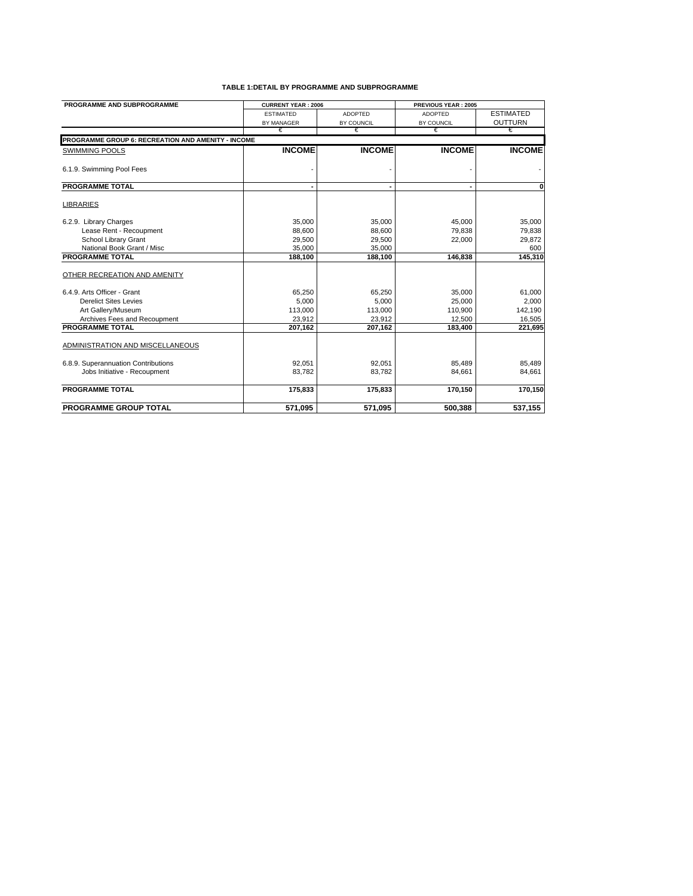**TABLE 1:DETAIL BY PROGRAMME AND SUBPROGRAMME**

| PROGRAMME AND SUBPROGRAMME | CURRENT YEAR : 2006 | | PREVIOUS YEAR : 2005 | |
|---|---|---|---|---|
| | ESTIMATED BY MANAGER | ADOPTED BY COUNCIL | ADOPTED BY COUNCIL | ESTIMATED OUTTURN |
| | € | € | € | € |
| **PROGRAMME GROUP 6: RECREATION AND AMENITY - INCOME** | | | | |
| SWIMMING POOLS | **INCOME** | **INCOME** | **INCOME** | **INCOME** |
| 6.1.9. Swimming Pool Fees | - | - | - | - |
| **PROGRAMME TOTAL** | **-** | **-** | **-** | **0** |
| LIBRARIES | | | | |
| 6.2.9. Library Charges | 35,000 | 35,000 | 45,000 | 35,000 |
| Lease Rent - Recoupment | 88,600 | 88,600 | 79,838 | 79,838 |
| School Library Grant | 29,500 | 29,500 | 22,000 | 29,872 |
| National Book Grant / Misc | 35,000 | 35,000 | | 600 |
| **PROGRAMME TOTAL** | **188,100** | **188,100** | **146,838** | **145,310** |
| OTHER RECREATION AND AMENITY | | | | |
| 6.4.9. Arts Officer - Grant | 65,250 | 65,250 | 35,000 | 61,000 |
| Derelict Sites Levies | 5,000 | 5,000 | 25,000 | 2,000 |
| Art Gallery/Museum | 113,000 | 113,000 | 110,900 | 142,190 |
| Archives Fees and Recoupment | 23,912 | 23,912 | 12,500 | 16,505 |
| **PROGRAMME TOTAL** | **207,162** | **207,162** | **183,400** | **221,695** |
| ADMINISTRATION AND MISCELLANEOUS | | | | |
| 6.8.9. Superannuation Contributions | 92,051 | 92,051 | 85,489 | 85,489 |
| Jobs Initiative - Recoupment | 83,782 | 83,782 | 84,661 | 84,661 |
| **PROGRAMME TOTAL** | **175,833** | **175,833** | **170,150** | **170,150** |
| **PROGRAMME GROUP TOTAL** | **571,095** | **571,095** | **500,388** | **537,155** |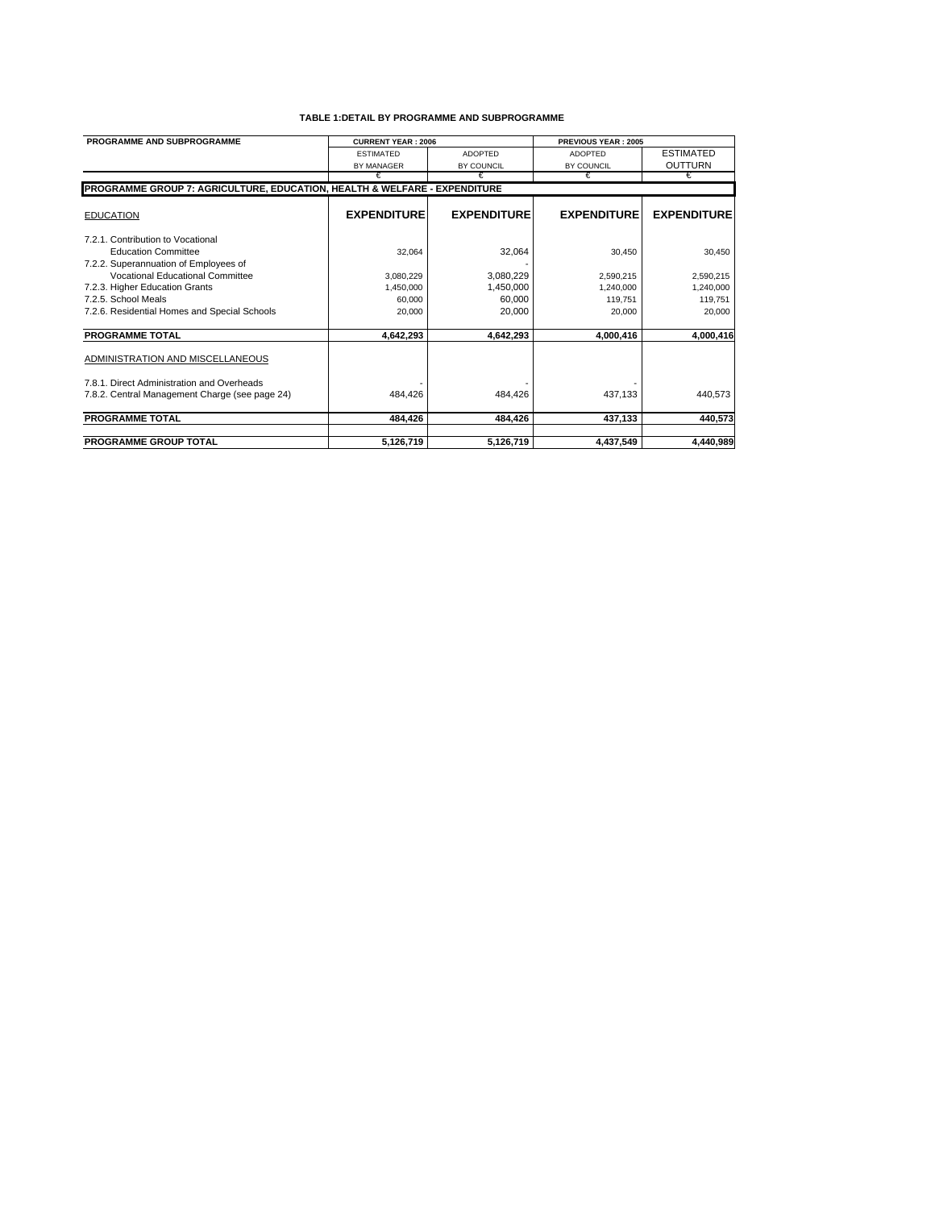**TABLE 1:DETAIL BY PROGRAMME AND SUBPROGRAMME**

| PROGRAMME AND SUBPROGRAMME | CURRENT YEAR : 2006 | | PREVIOUS YEAR : 2005 | |
|---|---|---|---|---|
| | ESTIMATED BY MANAGER | ADOPTED BY COUNCIL | ADOPTED BY COUNCIL | ESTIMATED OUTTURN |
| | € | € | € | € |
| **PROGRAMME GROUP 7: AGRICULTURE, EDUCATION, HEALTH & WELFARE - EXPENDITURE** | | | | |
| EDUCATION | **EXPENDITURE** | **EXPENDITURE** | **EXPENDITURE** | **EXPENDITURE** |
| 7.2.1. Contribution to Vocational Education Committee | 32,064 | 32,064 | 30,450 | 30,450 |
| 7.2.2. Superannuation of Employees of Vocational Educational Committee | 3,080,229 | 3,080,229 | 2,590,215 | 2,590,215 |
| 7.2.3. Higher Education Grants | 1,450,000 | 1,450,000 | 1,240,000 | 1,240,000 |
| 7.2.5. School Meals | 60,000 | 60,000 | 119,751 | 119,751 |
| 7.2.6. Residential Homes and Special Schools | 20,000 | 20,000 | 20,000 | 20,000 |
| **PROGRAMME TOTAL** | **4,642,293** | **4,642,293** | **4,000,416** | **4,000,416** |
| ADMINISTRATION AND MISCELLANEOUS | | | | |
| 7.8.1. Direct Administration and Overheads | - | - | - | - |
| 7.8.2. Central Management Charge (see page 24) | 484,426 | 484,426 | 437,133 | 440,573 |
| **PROGRAMME TOTAL** | **484,426** | **484,426** | **437,133** | **440,573** |
| **PROGRAMME GROUP TOTAL** | **5,126,719** | **5,126,719** | **4,437,549** | **4,440,989** |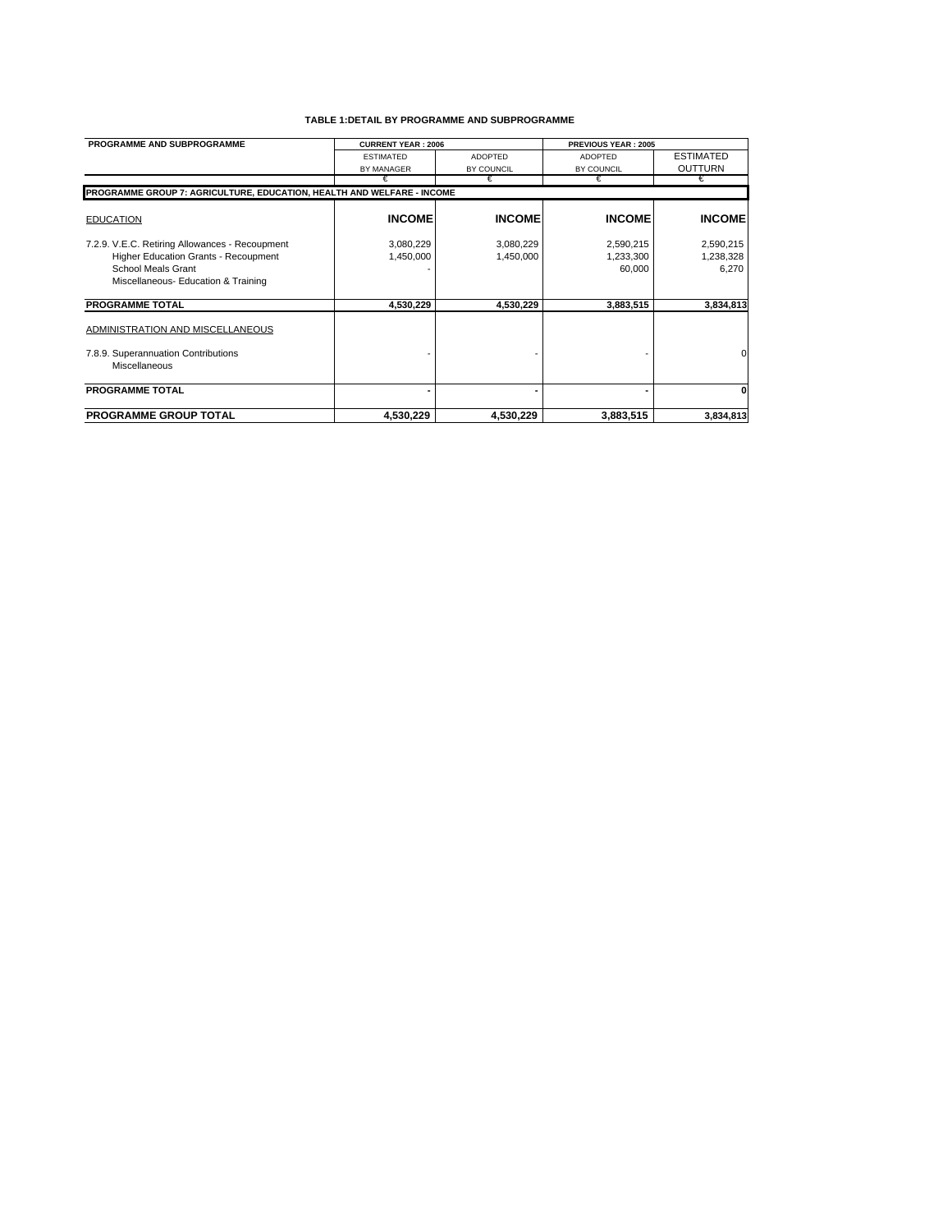**TABLE 1:DETAIL BY PROGRAMME AND SUBPROGRAMME**

| PROGRAMME AND SUBPROGRAMME | CURRENT YEAR : 2006 | | PREVIOUS YEAR : 2005 | |
|---|---|---|---|---|
| | ESTIMATED BY MANAGER | ADOPTED BY COUNCIL | ADOPTED BY COUNCIL | ESTIMATED OUTTURN |
| | € | € | € | € |
| **PROGRAMME GROUP 7: AGRICULTURE, EDUCATION, HEALTH AND WELFARE - INCOME** | | | | |
| EDUCATION | **INCOME** | **INCOME** | **INCOME** | **INCOME** |
| 7.2.9. V.E.C. Retiring Allowances - Recoupment | 3,080,229 | 3,080,229 | 2,590,215 | 2,590,215 |
| Higher Education Grants - Recoupment | 1,450,000 | 1,450,000 | 1,233,300 | 1,238,328 |
| School Meals Grant | - | | 60,000 | 6,270 |
| Miscellaneous- Education & Training | | | | |
| **PROGRAMME TOTAL** | **4,530,229** | **4,530,229** | **3,883,515** | **3,834,813** |
| ADMINISTRATION AND MISCELLANEOUS | | | | |
| 7.8.9. Superannuation Contributions | - | - | - | 0 |
| Miscellaneous | | | | |
| **PROGRAMME TOTAL** | **-** | **-** | **-** | **0** |
| **PROGRAMME GROUP TOTAL** | **4,530,229** | **4,530,229** | **3,883,515** | **3,834,813** |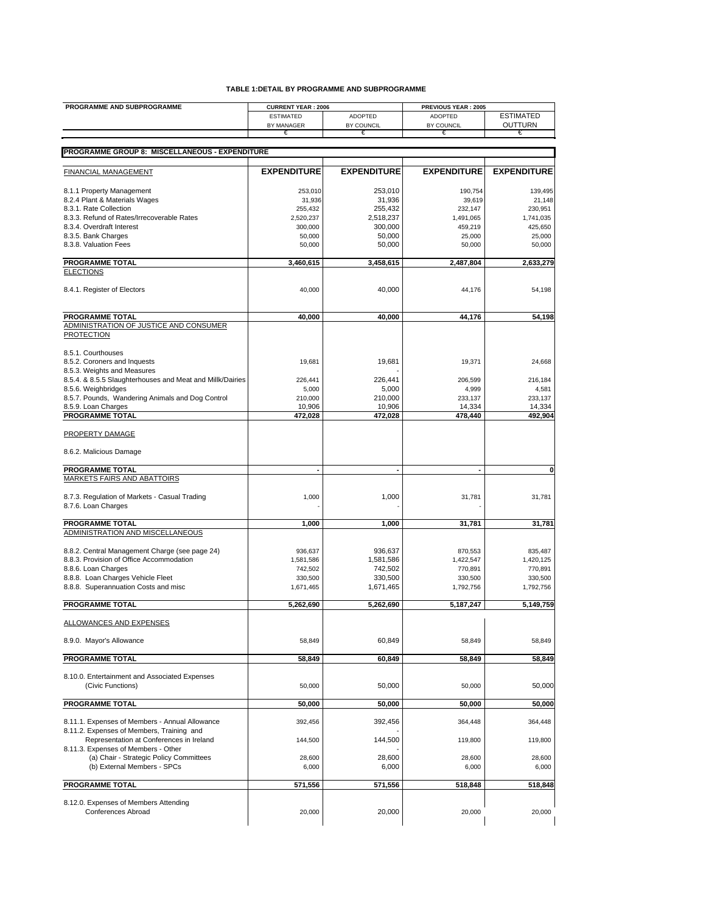**TABLE 1:DETAIL BY PROGRAMME AND SUBPROGRAMME**

| PROGRAMME AND SUBPROGRAMME | CURRENT YEAR : 2006 | | PREVIOUS YEAR : 2005 | |
|---|---|---|---|---|
| | ESTIMATED BY MANAGER | ADOPTED BY COUNCIL | ADOPTED BY COUNCIL | ESTIMATED OUTTURN |
| | € | € | € | € |
| **PROGRAMME GROUP 8: MISCELLANEOUS - EXPENDITURE** | | | | |
| FINANCIAL MANAGEMENT | **EXPENDITURE** | **EXPENDITURE** | **EXPENDITURE** | **EXPENDITURE** |
| 8.1.1 Property Management | 253,010 | 253,010 | 190,754 | 139,495 |
| 8.2.4 Plant & Materials Wages | 31,936 | 31,936 | 39,619 | 21,148 |
| 8.3.1. Rate Collection | 255,432 | 255,432 | 232,147 | 230,951 |
| 8.3.3. Refund of Rates/Irrecoverable Rates | 2,520,237 | 2,518,237 | 1,491,065 | 1,741,035 |
| 8.3.4. Overdraft Interest | 300,000 | 300,000 | 459,219 | 425,650 |
| 8.3.5. Bank Charges | 50,000 | 50,000 | 25,000 | 25,000 |
| 8.3.8. Valuation Fees | 50,000 | 50,000 | 50,000 | 50,000 |
| **PROGRAMME TOTAL** | **3,460,615** | **3,458,615** | **2,487,804** | **2,633,279** |
| ELECTIONS | | | | |
| 8.4.1. Register of Electors | 40,000 | 40,000 | 44,176 | 54,198 |
| **PROGRAMME TOTAL** | **40,000** | **40,000** | **44,176** | **54,198** |
| ADMINISTRATION OF JUSTICE AND CONSUMER PROTECTION | | | | |
| 8.5.1. Courthouses | | | | |
| 8.5.2. Coroners and Inquests | 19,681 | 19,681 | 19,371 | 24,668 |
| 8.5.3. Weights and Measures | | - | | |
| 8.5.4. & 8.5.5 Slaughterhouses and Meat and Millk/Dairies | 226,441 | 226,441 | 206,599 | 216,184 |
| 8.5.6. Weighbridges | 5,000 | 5,000 | 4,999 | 4,581 |
| 8.5.7. Pounds, Wandering Animals and Dog Control | 210,000 | 210,000 | 233,137 | 233,137 |
| 8.5.9. Loan Charges | 10,906 | 10,906 | 14,334 | 14,334 |
| **PROGRAMME TOTAL** | **472,028** | **472,028** | **478,440** | **492,904** |
| PROPERTY DAMAGE | | | | |
| 8.6.2. Malicious Damage | | | | |
| **PROGRAMME TOTAL** | **-** | **-** | **-** | **0** |
| MARKETS FAIRS AND ABATTOIRS | | | | |
| 8.7.3. Regulation of Markets - Casual Trading | 1,000 | 1,000 | 31,781 | 31,781 |
| 8.7.6. Loan Charges | - | - | - | |
| **PROGRAMME TOTAL** | **1,000** | **1,000** | **31,781** | **31,781** |
| ADMINISTRATION AND MISCELLANEOUS | | | | |
| 8.8.2. Central Management Charge (see page 24) | 936,637 | 936,637 | 870,553 | 835,487 |
| 8.8.3. Provision of Office Accommodation | 1,581,586 | 1,581,586 | 1,422,547 | 1,420,125 |
| 8.8.6. Loan Charges | 742,502 | 742,502 | 770,891 | 770,891 |
| 8.8.8. Loan Charges Vehicle Fleet | 330,500 | 330,500 | 330,500 | 330,500 |
| 8.8.8. Superannuation Costs and misc | 1,671,465 | 1,671,465 | 1,792,756 | 1,792,756 |
| **PROGRAMME TOTAL** | **5,262,690** | **5,262,690** | **5,187,247** | **5,149,759** |
| ALLOWANCES AND EXPENSES | | | | |
| 8.9.0. Mayor's Allowance | 58,849 | 60,849 | 58,849 | 58,849 |
| **PROGRAMME TOTAL** | **58,849** | **60,849** | **58,849** | **58,849** |
| 8.10.0. Entertainment and Associated Expenses (Civic Functions) | 50,000 | 50,000 | 50,000 | 50,000 |
| **PROGRAMME TOTAL** | **50,000** | **50,000** | **50,000** | **50,000** |
| 8.11.1. Expenses of Members - Annual Allowance | 392,456 | 392,456 | 364,448 | 364,448 |
| 8.11.2. Expenses of Members, Training and Representation at Conferences in Ireland | 144,500 | 144,500 | 119,800 | 119,800 |
| 8.11.3. Expenses of Members - Other | | - | | |
| (a) Chair - Strategic Policy Committees | 28,600 | 28,600 | 28,600 | 28,600 |
| (b) External Members - SPCs | 6,000 | 6,000 | 6,000 | 6,000 |
| **PROGRAMME TOTAL** | **571,556** | **571,556** | **518,848** | **518,848** |
| 8.12.0. Expenses of Members Attending Conferences Abroad | 20,000 | 20,000 | 20,000 | 20,000 |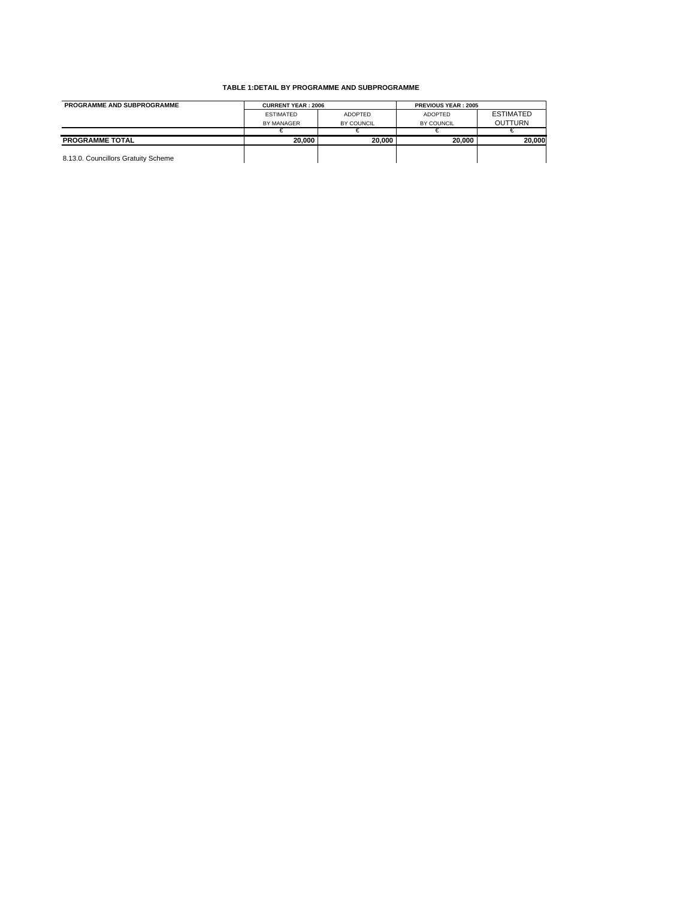**TABLE 1:DETAIL BY PROGRAMME AND SUBPROGRAMME**

| PROGRAMME AND SUBPROGRAMME | CURRENT YEAR : 2006 | | PREVIOUS YEAR : 2005 | |
|---|---|---|---|---|
| | ESTIMATED BY MANAGER | ADOPTED BY COUNCIL | ADOPTED BY COUNCIL | ESTIMATED OUTTURN |
| | € | € | € | € |
| **PROGRAMME TOTAL** | **20,000** | **20,000** | **20,000** | **20,000** |
| 8.13.0. Councillors Gratuity Scheme | | | | |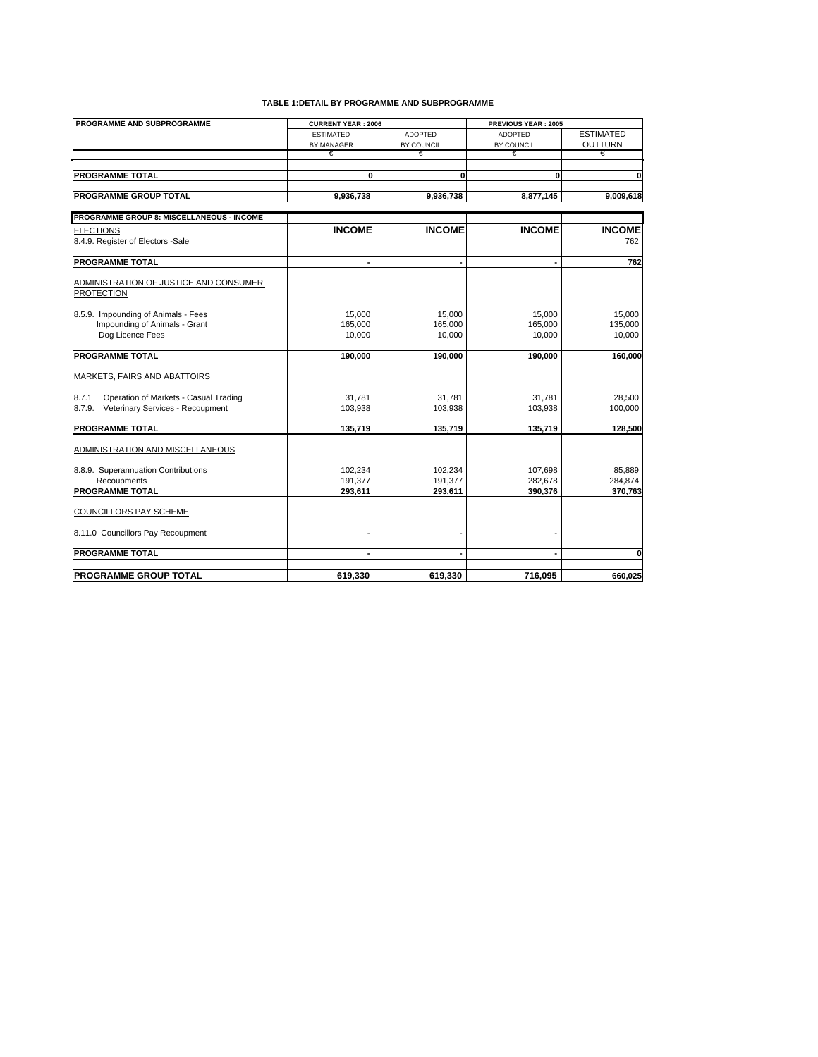**TABLE 1:DETAIL BY PROGRAMME AND SUBPROGRAMME**

| PROGRAMME AND SUBPROGRAMME | CURRENT YEAR : 2006 | | PREVIOUS YEAR : 2005 | |
|---|---|---|---|---|
| | ESTIMATED BY MANAGER | ADOPTED BY COUNCIL | ADOPTED BY COUNCIL | ESTIMATED OUTTURN |
| | € | € | € | € |
| **PROGRAMME TOTAL** | **0** | **0** | **0** | **0** |
| **PROGRAMME GROUP TOTAL** | **9,936,738** | **9,936,738** | **8,877,145** | **9,009,618** |
| **PROGRAMME GROUP 8: MISCELLANEOUS - INCOME** | | | | |
| ELECTIONS | **INCOME** | **INCOME** | **INCOME** | **INCOME** |
| 8.4.9. Register of Electors -Sale | | | | 762 |
| **PROGRAMME TOTAL** | **-** | **-** | **-** | **762** |
| ADMINISTRATION OF JUSTICE AND CONSUMER PROTECTION | | | | |
| 8.5.9. Impounding of Animals - Fees | 15,000 | 15,000 | 15,000 | 15,000 |
| Impounding of Animals - Grant | 165,000 | 165,000 | 165,000 | 135,000 |
| Dog Licence Fees | 10,000 | 10,000 | 10,000 | 10,000 |
| **PROGRAMME TOTAL** | **190,000** | **190,000** | **190,000** | **160,000** |
| MARKETS, FAIRS AND ABATTOIRS | | | | |
| 8.7.1 Operation of Markets - Casual Trading | 31,781 | 31,781 | 31,781 | 28,500 |
| 8.7.9. Veterinary Services - Recoupment | 103,938 | 103,938 | 103,938 | 100,000 |
| **PROGRAMME TOTAL** | **135,719** | **135,719** | **135,719** | **128,500** |
| ADMINISTRATION AND MISCELLANEOUS | | | | |
| 8.8.9. Superannuation Contributions | 102,234 | 102,234 | 107,698 | 85,889 |
| Recoupments | 191,377 | 191,377 | 282,678 | 284,874 |
| **PROGRAMME TOTAL** | **293,611** | **293,611** | **390,376** | **370,763** |
| COUNCILLORS PAY SCHEME | | | | |
| 8.11.0 Councillors Pay Recoupment | - | - | - | |
| **PROGRAMME TOTAL** | **-** | **-** | **-** | **0** |
| **PROGRAMME GROUP TOTAL** | **619,330** | **619,330** | **716,095** | **660,025** |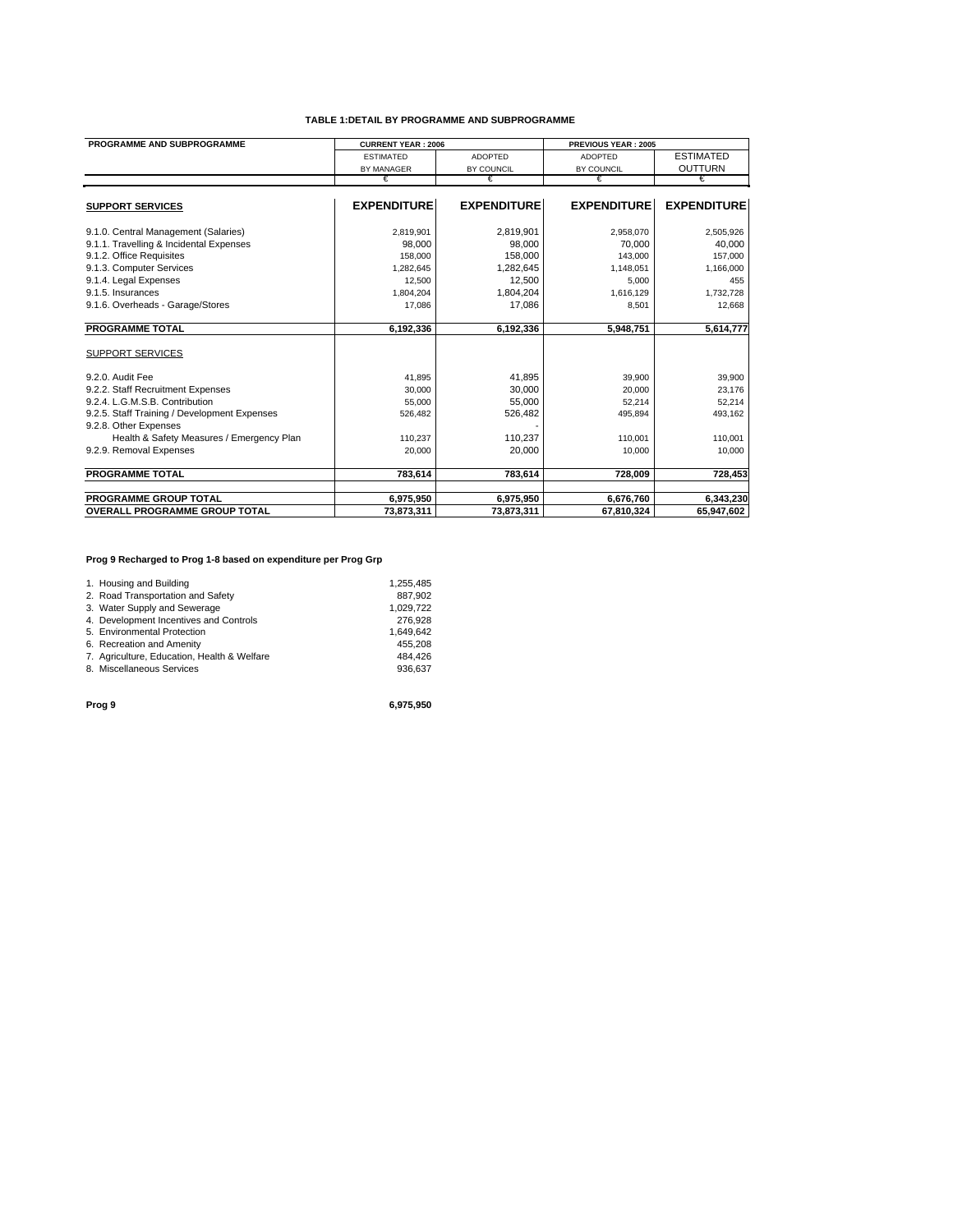**TABLE 1:DETAIL BY PROGRAMME AND SUBPROGRAMME**

| PROGRAMME AND SUBPROGRAMME | CURRENT YEAR : 2006 | | PREVIOUS YEAR : 2005 | |
|---|---|---|---|---|
| | ESTIMATED BY MANAGER | ADOPTED BY COUNCIL | ADOPTED BY COUNCIL | ESTIMATED OUTTURN |
| | € | € | € | € |
| **SUPPORT SERVICES** | **EXPENDITURE** | **EXPENDITURE** | **EXPENDITURE** | **EXPENDITURE** |
| 9.1.0. Central Management (Salaries) | 2,819,901 | 2,819,901 | 2,958,070 | 2,505,926 |
| 9.1.1. Travelling & Incidental Expenses | 98,000 | 98,000 | 70,000 | 40,000 |
| 9.1.2. Office Requisites | 158,000 | 158,000 | 143,000 | 157,000 |
| 9.1.3. Computer Services | 1,282,645 | 1,282,645 | 1,148,051 | 1,166,000 |
| 9.1.4. Legal Expenses | 12,500 | 12,500 | 5,000 | 455 |
| 9.1.5. Insurances | 1,804,204 | 1,804,204 | 1,616,129 | 1,732,728 |
| 9.1.6. Overheads - Garage/Stores | 17,086 | 17,086 | 8,501 | 12,668 |
| **PROGRAMME TOTAL** | **6,192,336** | **6,192,336** | **5,948,751** | **5,614,777** |
| SUPPORT SERVICES | | | | |
| 9.2.0. Audit Fee | 41,895 | 41,895 | 39,900 | 39,900 |
| 9.2.2. Staff Recruitment Expenses | 30,000 | 30,000 | 20,000 | 23,176 |
| 9.2.4. L.G.M.S.B. Contribution | 55,000 | 55,000 | 52,214 | 52,214 |
| 9.2.5. Staff Training / Development Expenses | 526,482 | 526,482 | 495,894 | 493,162 |
| 9.2.8. Other Expenses | | - | | |
| Health & Safety Measures / Emergency Plan | 110,237 | 110,237 | 110,001 | 110,001 |
| 9.2.9. Removal Expenses | 20,000 | 20,000 | 10,000 | 10,000 |
| **PROGRAMME TOTAL** | **783,614** | **783,614** | **728,009** | **728,453** |
| **PROGRAMME GROUP TOTAL** | **6,975,950** | **6,975,950** | **6,676,760** | **6,343,230** |
| **OVERALL PROGRAMME GROUP TOTAL** | **73,873,311** | **73,873,311** | **67,810,324** | **65,947,602** |

**Prog 9 Recharged to Prog 1-8 based on expenditure per Prog Grp**

| | |
|---|---|
| 1. Housing and Building | 1,255,485 |
| 2. Road Transportation and Safety | 887,902 |
| 3. Water Supply and Sewerage | 1,029,722 |
| 4. Development Incentives and Controls | 276,928 |
| 5. Environmental Protection | 1,649,642 |
| 6. Recreation and Amenity | 455,208 |
| 7. Agriculture, Education, Health & Welfare | 484,426 |
| 8. Miscellaneous Services | 936,637 |
| **Prog 9** | **6,975,950** |